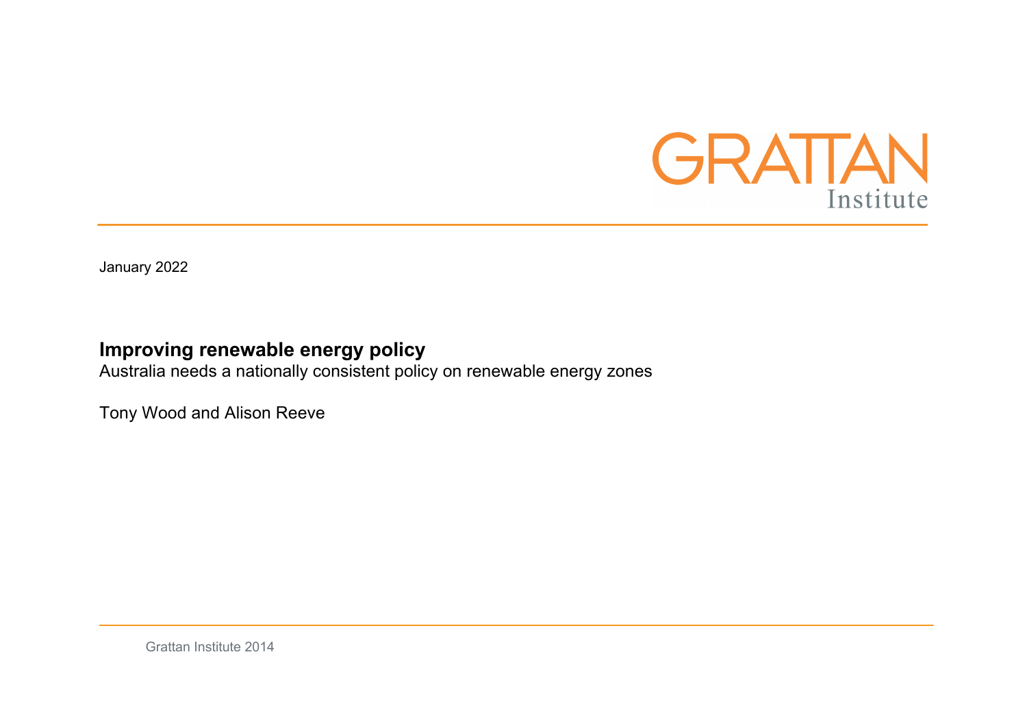GRATTAN
Institute

January 2022

# Improving renewable energy policy

Australia needs a nationally consistent policy on renewable energy zones

Tony Wood and Alison Reeve

Grattan Institute 2014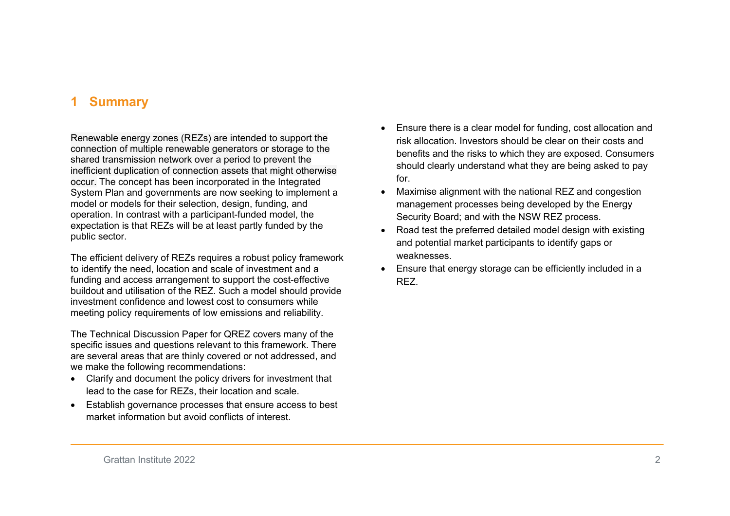# 1 Summary

Renewable energy zones (REZs) are intended to support the connection of multiple renewable generators or storage to the shared transmission network over a period to prevent the inefficient duplication of connection assets that might otherwise occur. The concept has been incorporated in the Integrated System Plan and governments are now seeking to implement a model or models for their selection, design, funding, and operation. In contrast with a participant-funded model, the expectation is that REZs will be at least partly funded by the public sector.

The efficient delivery of REZs requires a robust policy framework to identify the need, location and scale of investment and a funding and access arrangement to support the cost-effective buildout and utilisation of the REZ. Such a model should provide investment confidence and lowest cost to consumers while meeting policy requirements of low emissions and reliability.

The Technical Discussion Paper for QREZ covers many of the specific issues and questions relevant to this framework. There are several areas that are thinly covered or not addressed, and we make the following recommendations:

- Clarify and document the policy drivers for investment that lead to the case for REZs, their location and scale.
- Establish governance processes that ensure access to best market information but avoid conflicts of interest.
- Ensure there is a clear model for funding, cost allocation and risk allocation. Investors should be clear on their costs and benefits and the risks to which they are exposed. Consumers should clearly understand what they are being asked to pay for.
- Maximise alignment with the national REZ and congestion management processes being developed by the Energy Security Board; and with the NSW REZ process.
- Road test the preferred detailed model design with existing and potential market participants to identify gaps or weaknesses.
- Ensure that energy storage can be efficiently included in a REZ.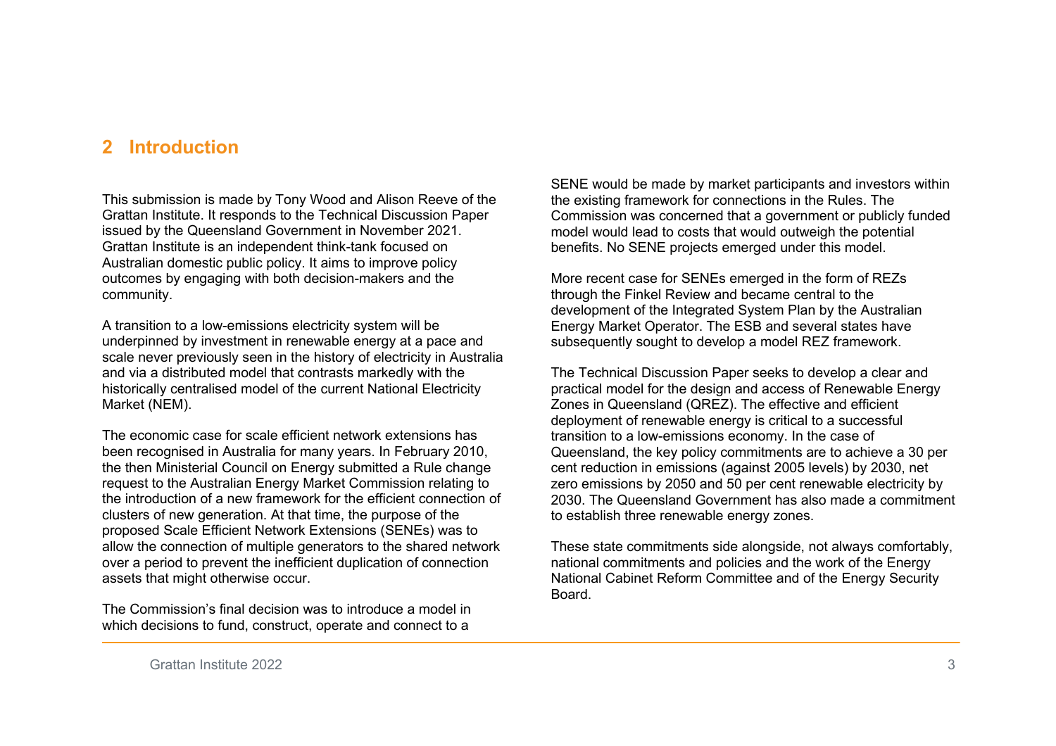## 2 Introduction

This submission is made by Tony Wood and Alison Reeve of the Grattan Institute. It responds to the Technical Discussion Paper issued by the Queensland Government in November 2021. Grattan Institute is an independent think-tank focused on Australian domestic public policy. It aims to improve policy outcomes by engaging with both decision-makers and the community.

A transition to a low-emissions electricity system will be underpinned by investment in renewable energy at a pace and scale never previously seen in the history of electricity in Australia and via a distributed model that contrasts markedly with the historically centralised model of the current National Electricity Market (NEM).

The economic case for scale efficient network extensions has been recognised in Australia for many years. In February 2010, the then Ministerial Council on Energy submitted a Rule change request to the Australian Energy Market Commission relating to the introduction of a new framework for the efficient connection of clusters of new generation. At that time, the purpose of the proposed Scale Efficient Network Extensions (SENEs) was to allow the connection of multiple generators to the shared network over a period to prevent the inefficient duplication of connection assets that might otherwise occur.

The Commission's final decision was to introduce a model in which decisions to fund, construct, operate and connect to a SENE would be made by market participants and investors within the existing framework for connections in the Rules. The Commission was concerned that a government or publicly funded model would lead to costs that would outweigh the potential benefits. No SENE projects emerged under this model.

More recent case for SENEs emerged in the form of REZs through the Finkel Review and became central to the development of the Integrated System Plan by the Australian Energy Market Operator. The ESB and several states have subsequently sought to develop a model REZ framework.

The Technical Discussion Paper seeks to develop a clear and practical model for the design and access of Renewable Energy Zones in Queensland (QREZ). The effective and efficient deployment of renewable energy is critical to a successful transition to a low-emissions economy. In the case of Queensland, the key policy commitments are to achieve a 30 per cent reduction in emissions (against 2005 levels) by 2030, net zero emissions by 2050 and 50 per cent renewable electricity by 2030. The Queensland Government has also made a commitment to establish three renewable energy zones.

These state commitments side alongside, not always comfortably, national commitments and policies and the work of the Energy National Cabinet Reform Committee and of the Energy Security Board.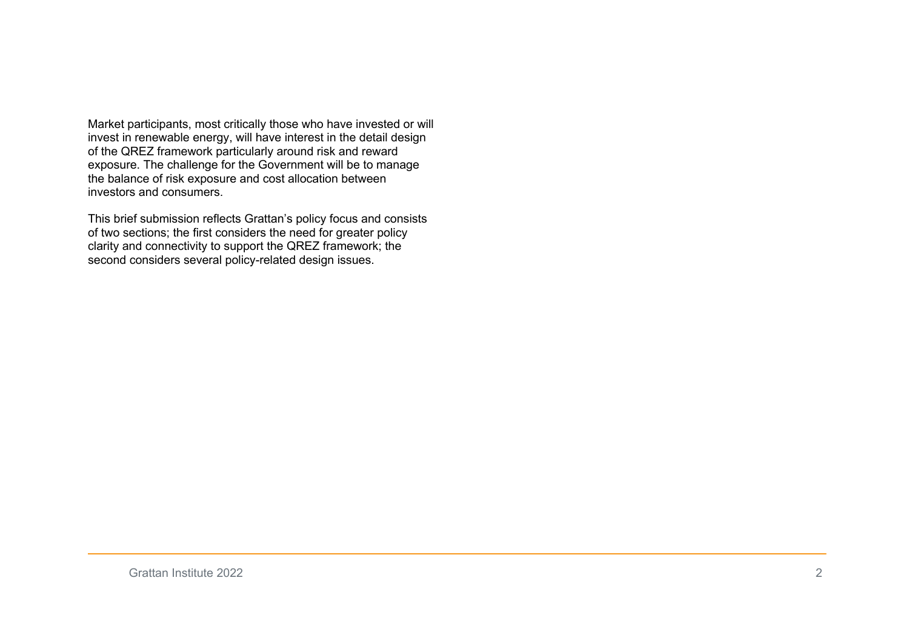Market participants, most critically those who have invested or will invest in renewable energy, will have interest in the detail design of the QREZ framework particularly around risk and reward exposure. The challenge for the Government will be to manage the balance of risk exposure and cost allocation between investors and consumers.

This brief submission reflects Grattan's policy focus and consists of two sections; the first considers the need for greater policy clarity and connectivity to support the QREZ framework; the second considers several policy-related design issues.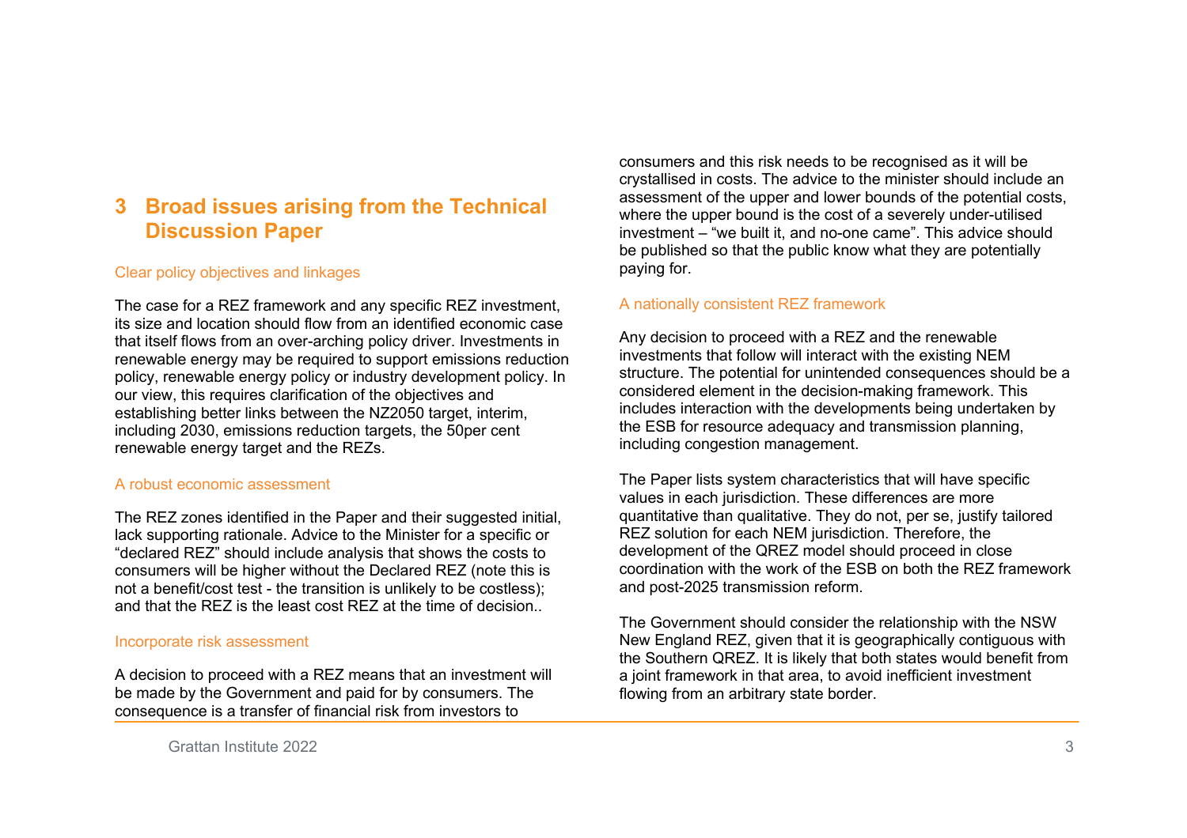## 3 Broad issues arising from the Technical Discussion Paper

### Clear policy objectives and linkages

The case for a REZ framework and any specific REZ investment, its size and location should flow from an identified economic case that itself flows from an over-arching policy driver. Investments in renewable energy may be required to support emissions reduction policy, renewable energy policy or industry development policy. In our view, this requires clarification of the objectives and establishing better links between the NZ2050 target, interim, including 2030, emissions reduction targets, the 50per cent renewable energy target and the REZs.

### A robust economic assessment

The REZ zones identified in the Paper and their suggested initial, lack supporting rationale. Advice to the Minister for a specific or "declared REZ" should include analysis that shows the costs to consumers will be higher without the Declared REZ (note this is not a benefit/cost test - the transition is unlikely to be costless); and that the REZ is the least cost REZ at the time of decision..

### Incorporate risk assessment

A decision to proceed with a REZ means that an investment will be made by the Government and paid for by consumers. The consequence is a transfer of financial risk from investors to consumers and this risk needs to be recognised as it will be crystallised in costs. The advice to the minister should include an assessment of the upper and lower bounds of the potential costs, where the upper bound is the cost of a severely under-utilised investment – "we built it, and no-one came". This advice should be published so that the public know what they are potentially paying for.

### A nationally consistent REZ framework

Any decision to proceed with a REZ and the renewable investments that follow will interact with the existing NEM structure. The potential for unintended consequences should be a considered element in the decision-making framework. This includes interaction with the developments being undertaken by the ESB for resource adequacy and transmission planning, including congestion management.

The Paper lists system characteristics that will have specific values in each jurisdiction. These differences are more quantitative than qualitative. They do not, per se, justify tailored REZ solution for each NEM jurisdiction. Therefore, the development of the QREZ model should proceed in close coordination with the work of the ESB on both the REZ framework and post-2025 transmission reform.

The Government should consider the relationship with the NSW New England REZ, given that it is geographically contiguous with the Southern QREZ. It is likely that both states would benefit from a joint framework in that area, to avoid inefficient investment flowing from an arbitrary state border.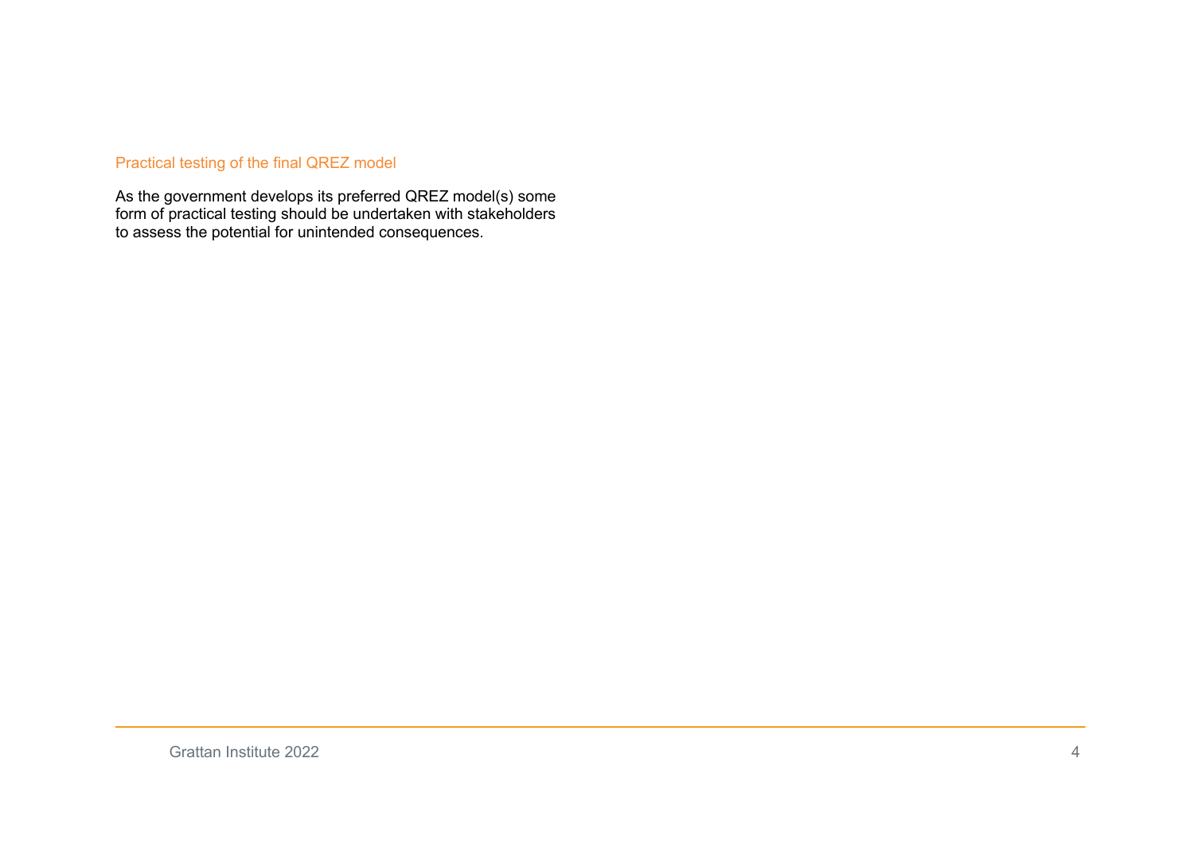### Practical testing of the final QREZ model

As the government develops its preferred QREZ model(s) some form of practical testing should be undertaken with stakeholders to assess the potential for unintended consequences.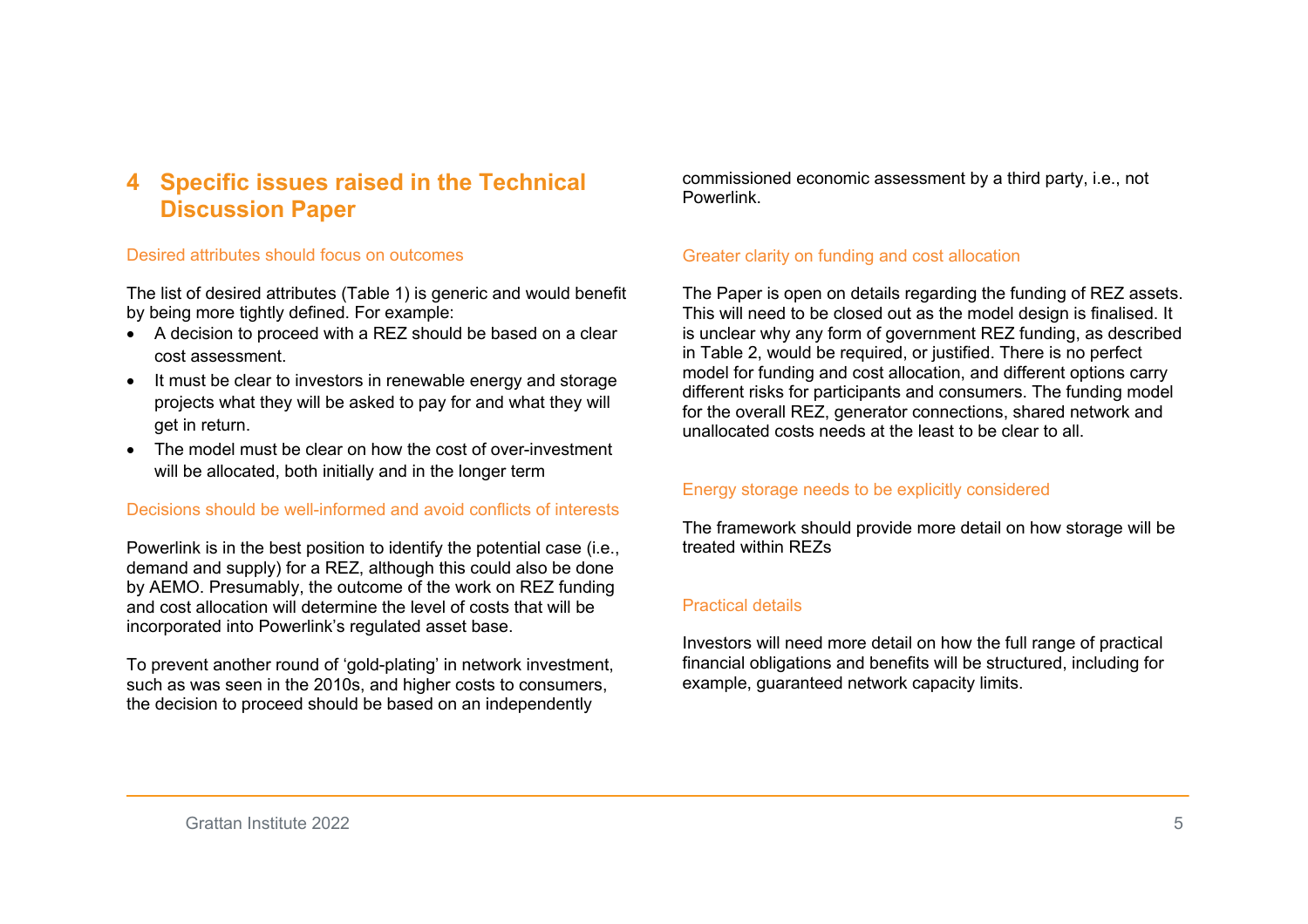# 4 Specific issues raised in the Technical Discussion Paper

### Desired attributes should focus on outcomes

The list of desired attributes (Table 1) is generic and would benefit by being more tightly defined. For example:

- A decision to proceed with a REZ should be based on a clear cost assessment.
- It must be clear to investors in renewable energy and storage projects what they will be asked to pay for and what they will get in return.
- The model must be clear on how the cost of over-investment will be allocated, both initially and in the longer term

### Decisions should be well-informed and avoid conflicts of interests

Powerlink is in the best position to identify the potential case (i.e., demand and supply) for a REZ, although this could also be done by AEMO. Presumably, the outcome of the work on REZ funding and cost allocation will determine the level of costs that will be incorporated into Powerlink's regulated asset base.

To prevent another round of 'gold-plating' in network investment, such as was seen in the 2010s, and higher costs to consumers, the decision to proceed should be based on an independently commissioned economic assessment by a third party, i.e., not Powerlink.

### Greater clarity on funding and cost allocation

The Paper is open on details regarding the funding of REZ assets. This will need to be closed out as the model design is finalised. It is unclear why any form of government REZ funding, as described in Table 2, would be required, or justified. There is no perfect model for funding and cost allocation, and different options carry different risks for participants and consumers. The funding model for the overall REZ, generator connections, shared network and unallocated costs needs at the least to be clear to all.

### Energy storage needs to be explicitly considered

The framework should provide more detail on how storage will be treated within REZs

### Practical details

Investors will need more detail on how the full range of practical financial obligations and benefits will be structured, including for example, guaranteed network capacity limits.